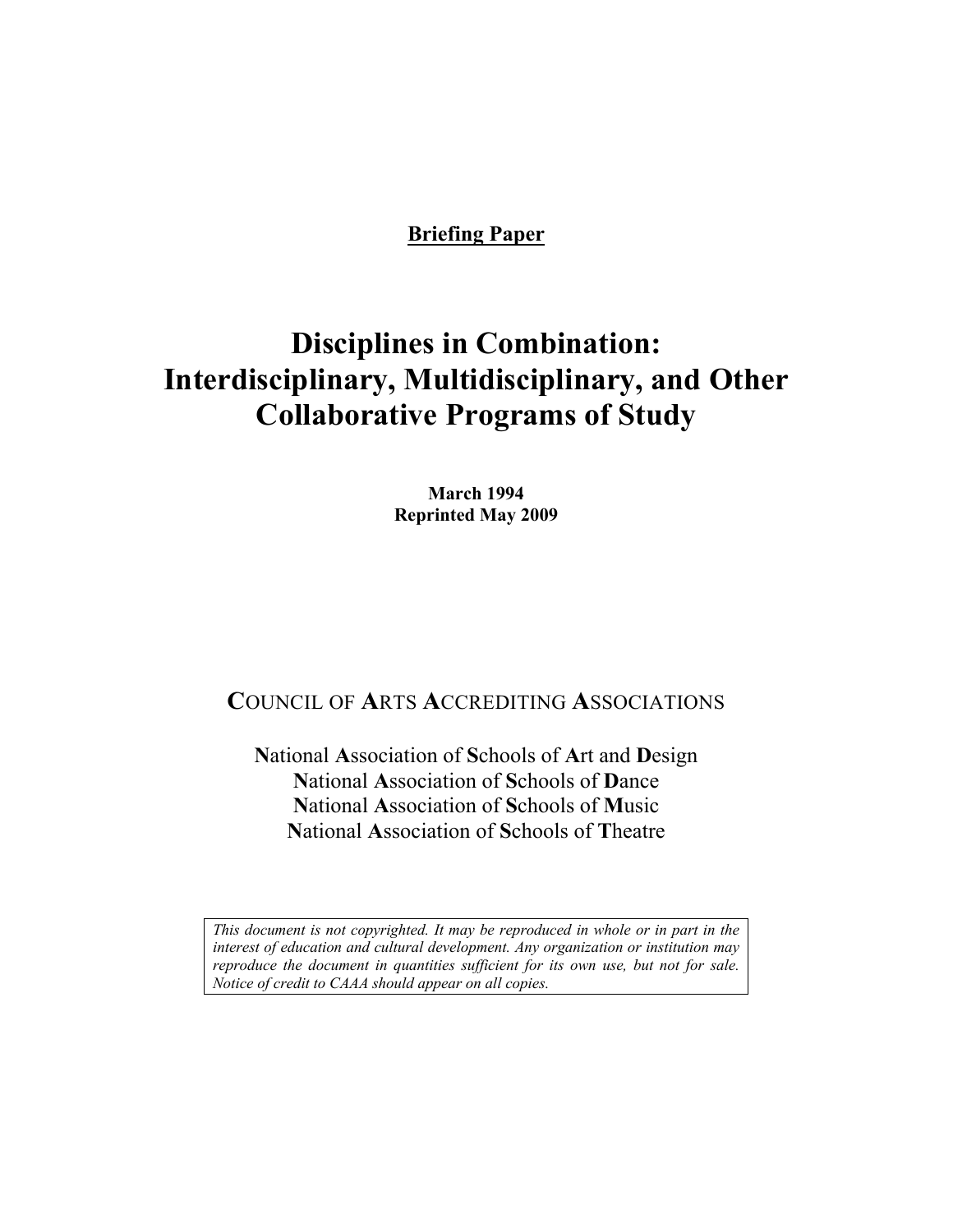**Briefing Paper**

# Disciplines in Combination: Interdisciplinary, Multidisciplinary, and Other Collaborative Programs of Study

**March 1994**
**Reprinted May 2009**

## COUNCIL OF ARTS ACCREDITING ASSOCIATIONS

**N**ational **A**ssociation of **S**chools of **A**rt and **D**esign
**N**ational **A**ssociation of **S**chools of **D**ance
**N**ational **A**ssociation of **S**chools of **M**usic
**N**ational **A**ssociation of **S**chools of **T**heatre

*This document is not copyrighted. It may be reproduced in whole or in part in the interest of education and cultural development. Any organization or institution may reproduce the document in quantities sufficient for its own use, but not for sale. Notice of credit to CAAA should appear on all copies.*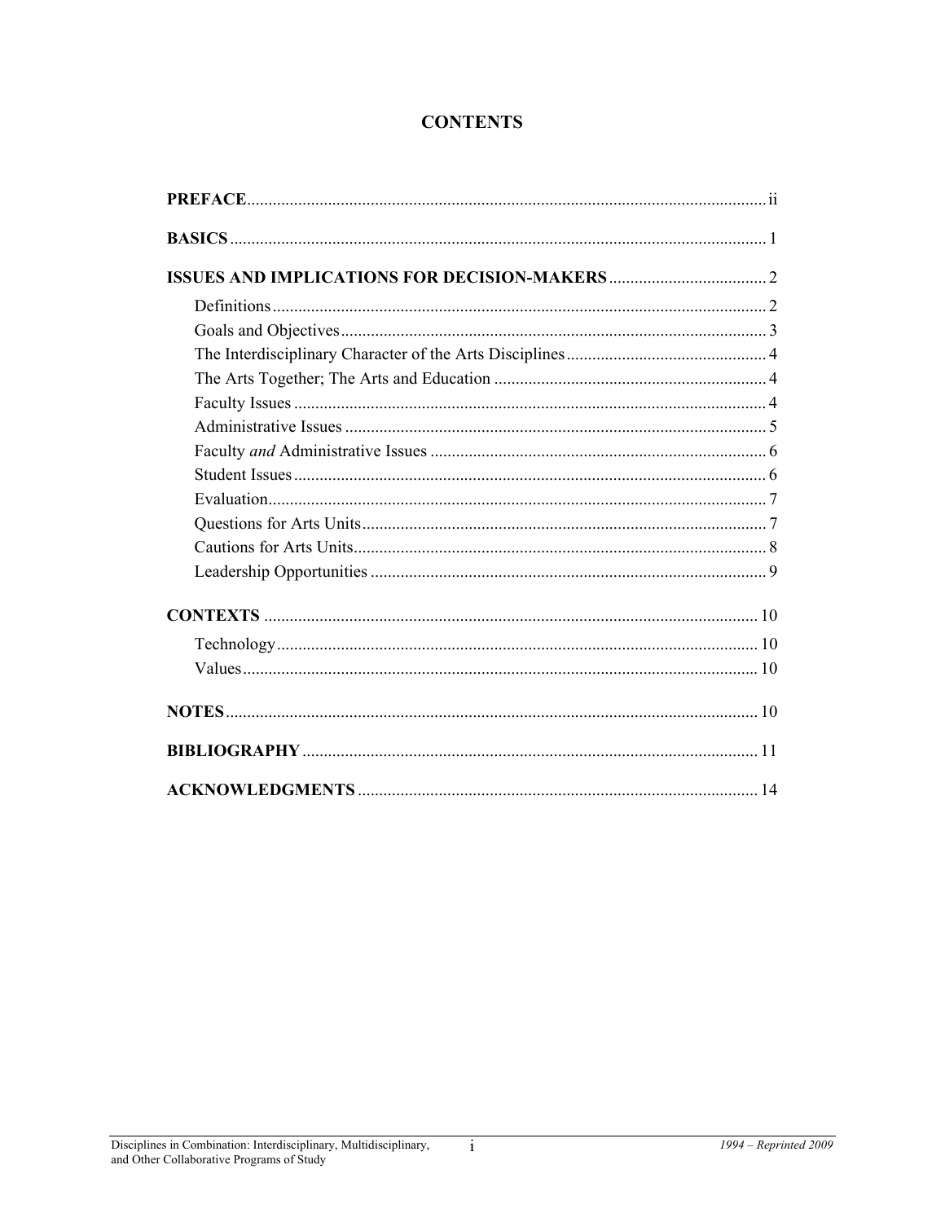# CONTENTS

**PREFACE** ............................................................................................................. ii

**BASICS** ............................................................................................................. 1

**ISSUES AND IMPLICATIONS FOR DECISION-MAKERS** ..................................... 2

- Definitions ........................................................................................................ 2
- Goals and Objectives ........................................................................................ 3
- The Interdisciplinary Character of the Arts Disciplines ................................... 4
- The Arts Together; The Arts and Education ..................................................... 4
- Faculty Issues ................................................................................................... 4
- Administrative Issues ........................................................................................ 5
- Faculty *and* Administrative Issues .................................................................. 6
- Student Issues ................................................................................................... 6
- Evaluation ......................................................................................................... 7
- Questions for Arts Units ................................................................................... 7
- Cautions for Arts Units ..................................................................................... 8
- Leadership Opportunities ................................................................................. 9

**CONTEXTS** ......................................................................................................... 10

- Technology ....................................................................................................... 10
- Values ............................................................................................................... 10

**NOTES** ................................................................................................................ 10

**BIBLIOGRAPHY** ................................................................................................. 11

**ACKNOWLEDGMENTS** ..................................................................................... 14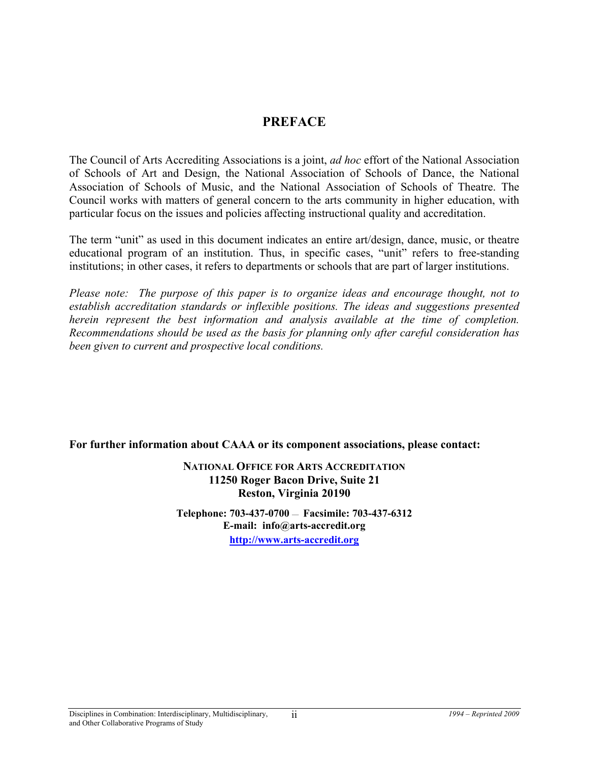# PREFACE

The Council of Arts Accrediting Associations is a joint, *ad hoc* effort of the National Association of Schools of Art and Design, the National Association of Schools of Dance, the National Association of Schools of Music, and the National Association of Schools of Theatre. The Council works with matters of general concern to the arts community in higher education, with particular focus on the issues and policies affecting instructional quality and accreditation.

The term "unit" as used in this document indicates an entire art/design, dance, music, or theatre educational program of an institution. Thus, in specific cases, "unit" refers to free-standing institutions; in other cases, it refers to departments or schools that are part of larger institutions.

*Please note: The purpose of this paper is to organize ideas and encourage thought, not to establish accreditation standards or inflexible positions. The ideas and suggestions presented herein represent the best information and analysis available at the time of completion. Recommendations should be used as the basis for planning only after careful consideration has been given to current and prospective local conditions.*

**For further information about CAAA or its component associations, please contact:**

**NATIONAL OFFICE FOR ARTS ACCREDITATION**
**11250 Roger Bacon Drive, Suite 21**
**Reston, Virginia 20190**

**Telephone: 703-437-0700 — Facsimile: 703-437-6312**
**E-mail: info@arts-accredit.org**
**http://www.arts-accredit.org**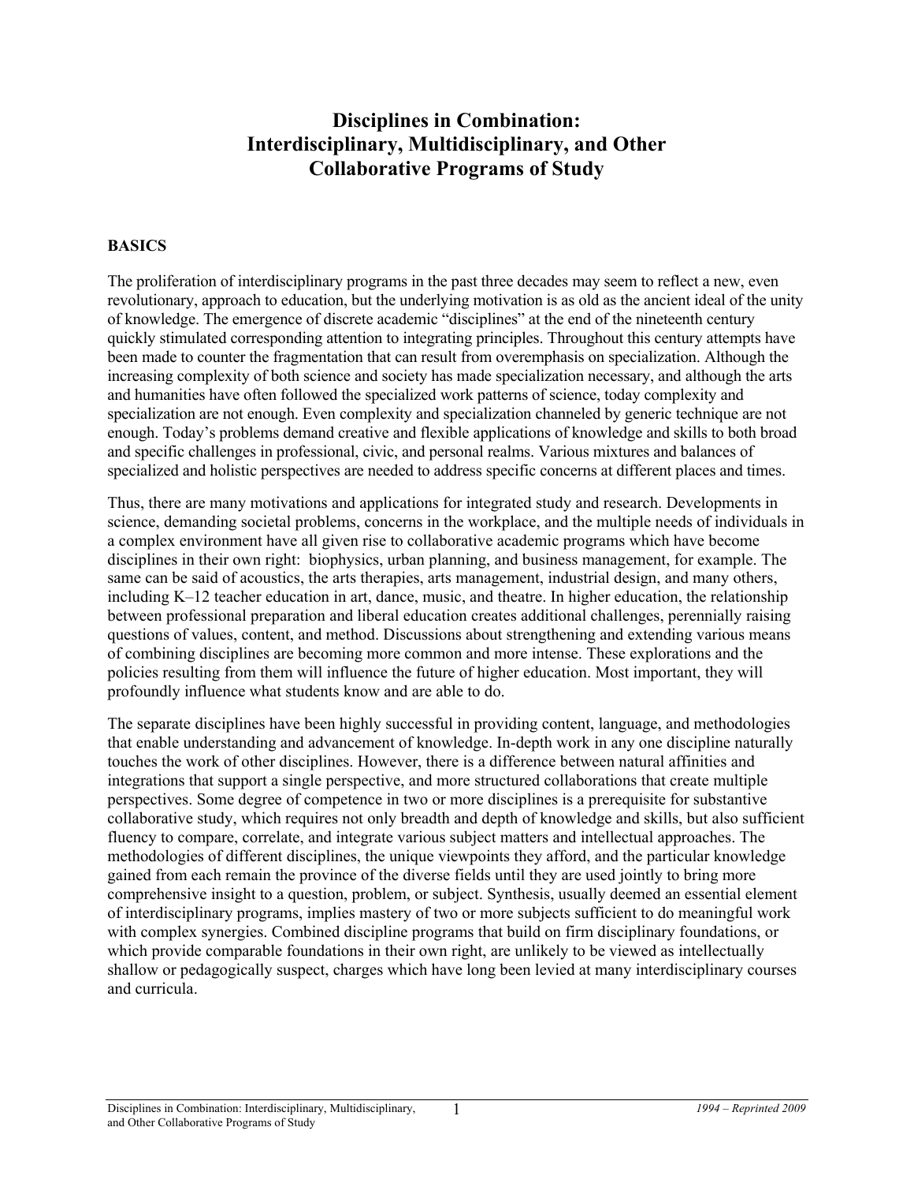# Disciplines in Combination: Interdisciplinary, Multidisciplinary, and Other Collaborative Programs of Study

## BASICS

The proliferation of interdisciplinary programs in the past three decades may seem to reflect a new, even revolutionary, approach to education, but the underlying motivation is as old as the ancient ideal of the unity of knowledge. The emergence of discrete academic "disciplines" at the end of the nineteenth century quickly stimulated corresponding attention to integrating principles. Throughout this century attempts have been made to counter the fragmentation that can result from overemphasis on specialization. Although the increasing complexity of both science and society has made specialization necessary, and although the arts and humanities have often followed the specialized work patterns of science, today complexity and specialization are not enough. Even complexity and specialization channeled by generic technique are not enough. Today's problems demand creative and flexible applications of knowledge and skills to both broad and specific challenges in professional, civic, and personal realms. Various mixtures and balances of specialized and holistic perspectives are needed to address specific concerns at different places and times.

Thus, there are many motivations and applications for integrated study and research. Developments in science, demanding societal problems, concerns in the workplace, and the multiple needs of individuals in a complex environment have all given rise to collaborative academic programs which have become disciplines in their own right: biophysics, urban planning, and business management, for example. The same can be said of acoustics, the arts therapies, arts management, industrial design, and many others, including K–12 teacher education in art, dance, music, and theatre. In higher education, the relationship between professional preparation and liberal education creates additional challenges, perennially raising questions of values, content, and method. Discussions about strengthening and extending various means of combining disciplines are becoming more common and more intense. These explorations and the policies resulting from them will influence the future of higher education. Most important, they will profoundly influence what students know and are able to do.

The separate disciplines have been highly successful in providing content, language, and methodologies that enable understanding and advancement of knowledge. In-depth work in any one discipline naturally touches the work of other disciplines. However, there is a difference between natural affinities and integrations that support a single perspective, and more structured collaborations that create multiple perspectives. Some degree of competence in two or more disciplines is a prerequisite for substantive collaborative study, which requires not only breadth and depth of knowledge and skills, but also sufficient fluency to compare, correlate, and integrate various subject matters and intellectual approaches. The methodologies of different disciplines, the unique viewpoints they afford, and the particular knowledge gained from each remain the province of the diverse fields until they are used jointly to bring more comprehensive insight to a question, problem, or subject. Synthesis, usually deemed an essential element of interdisciplinary programs, implies mastery of two or more subjects sufficient to do meaningful work with complex synergies. Combined discipline programs that build on firm disciplinary foundations, or which provide comparable foundations in their own right, are unlikely to be viewed as intellectually shallow or pedagogically suspect, charges which have long been levied at many interdisciplinary courses and curricula.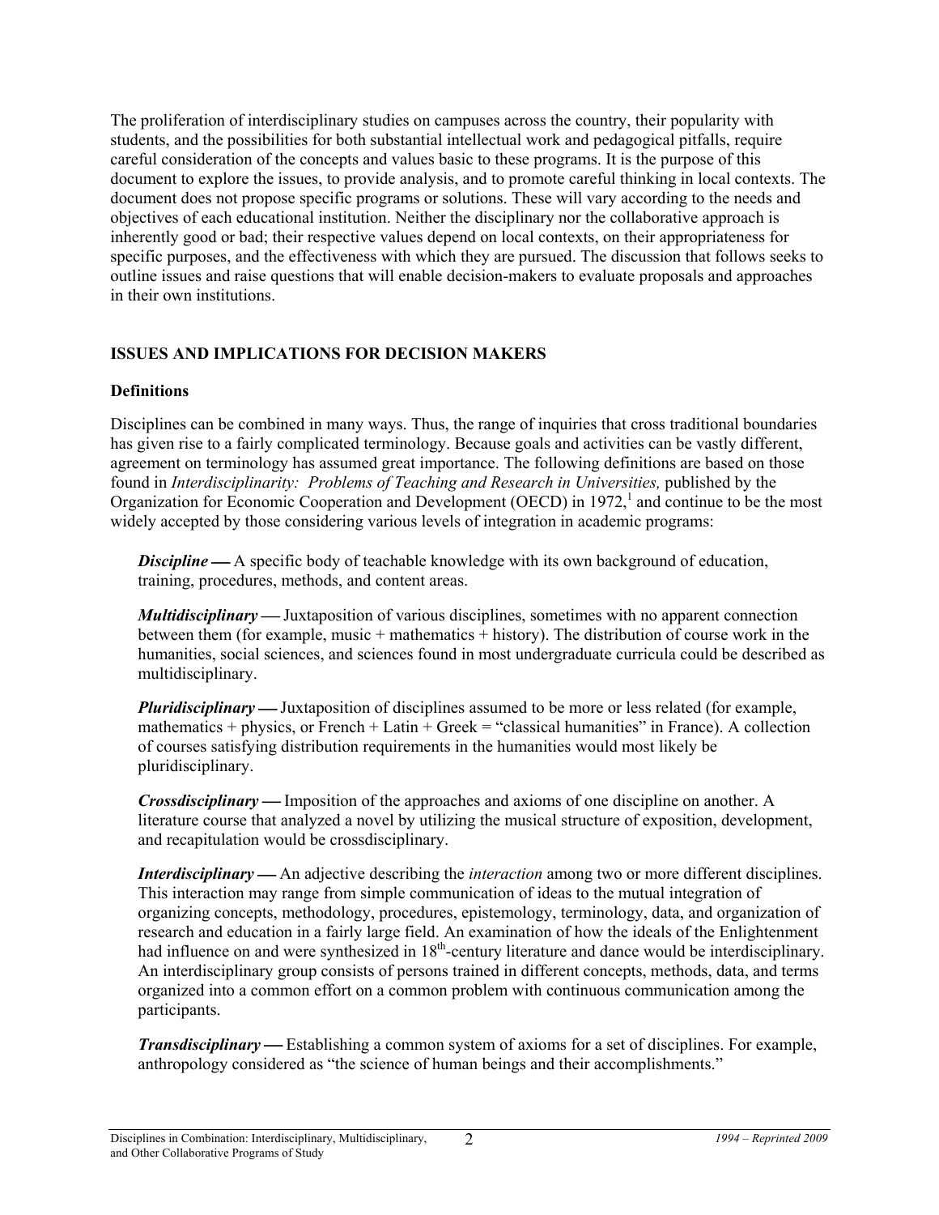The proliferation of interdisciplinary studies on campuses across the country, their popularity with students, and the possibilities for both substantial intellectual work and pedagogical pitfalls, require careful consideration of the concepts and values basic to these programs. It is the purpose of this document to explore the issues, to provide analysis, and to promote careful thinking in local contexts. The document does not propose specific programs or solutions. These will vary according to the needs and objectives of each educational institution. Neither the disciplinary nor the collaborative approach is inherently good or bad; their respective values depend on local contexts, on their appropriateness for specific purposes, and the effectiveness with which they are pursued. The discussion that follows seeks to outline issues and raise questions that will enable decision-makers to evaluate proposals and approaches in their own institutions.

## ISSUES AND IMPLICATIONS FOR DECISION MAKERS

### Definitions

Disciplines can be combined in many ways. Thus, the range of inquiries that cross traditional boundaries has given rise to a fairly complicated terminology. Because goals and activities can be vastly different, agreement on terminology has assumed great importance. The following definitions are based on those found in *Interdisciplinarity: Problems of Teaching and Research in Universities,* published by the Organization for Economic Cooperation and Development (OECD) in 1972,[1] and continue to be the most widely accepted by those considering various levels of integration in academic programs:

***Discipline*** **—** A specific body of teachable knowledge with its own background of education, training, procedures, methods, and content areas.

***Multidisciplinary*** **—** Juxtaposition of various disciplines, sometimes with no apparent connection between them (for example, music + mathematics + history). The distribution of course work in the humanities, social sciences, and sciences found in most undergraduate curricula could be described as multidisciplinary.

***Pluridisciplinary*** **—** Juxtaposition of disciplines assumed to be more or less related (for example, mathematics + physics, or French + Latin + Greek = "classical humanities" in France). A collection of courses satisfying distribution requirements in the humanities would most likely be pluridisciplinary.

***Crossdisciplinary*** **—** Imposition of the approaches and axioms of one discipline on another. A literature course that analyzed a novel by utilizing the musical structure of exposition, development, and recapitulation would be crossdisciplinary.

***Interdisciplinary*** **—** An adjective describing the *interaction* among two or more different disciplines. This interaction may range from simple communication of ideas to the mutual integration of organizing concepts, methodology, procedures, epistemology, terminology, data, and organization of research and education in a fairly large field. An examination of how the ideals of the Enlightenment had influence on and were synthesized in 18th-century literature and dance would be interdisciplinary. An interdisciplinary group consists of persons trained in different concepts, methods, data, and terms organized into a common effort on a common problem with continuous communication among the participants.

***Transdisciplinary*** **—** Establishing a common system of axioms for a set of disciplines. For example, anthropology considered as "the science of human beings and their accomplishments."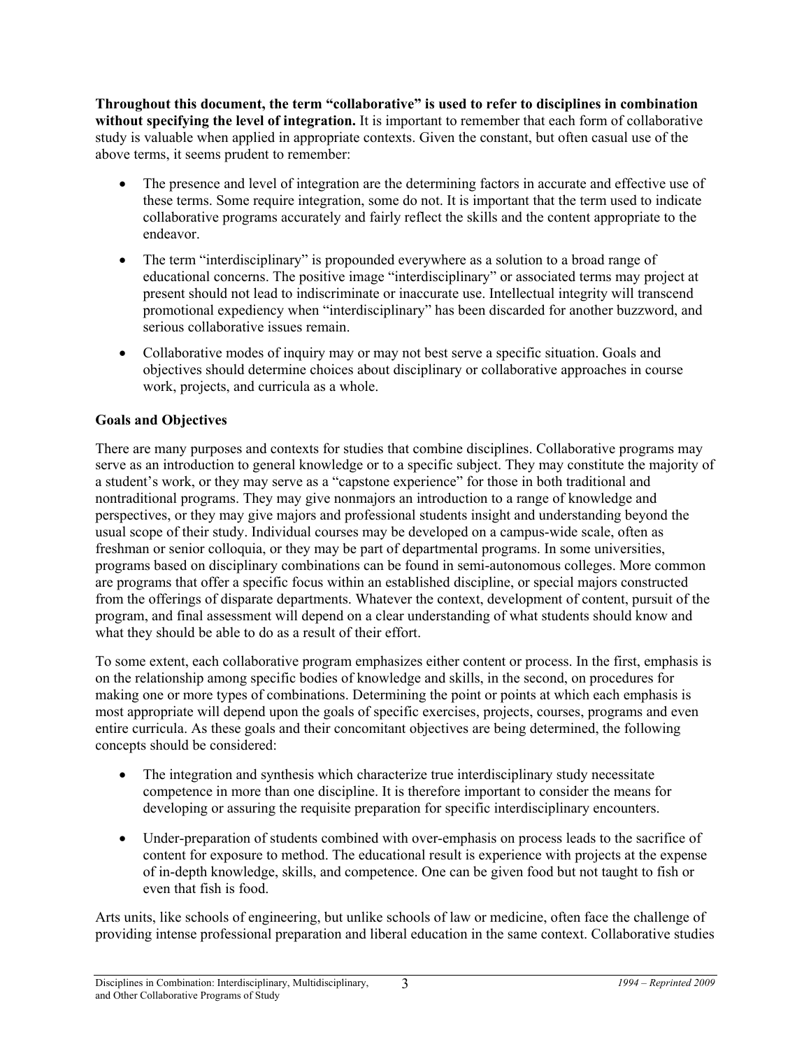**Throughout this document, the term "collaborative" is used to refer to disciplines in combination without specifying the level of integration.** It is important to remember that each form of collaborative study is valuable when applied in appropriate contexts. Given the constant, but often casual use of the above terms, it seems prudent to remember:

- The presence and level of integration are the determining factors in accurate and effective use of these terms. Some require integration, some do not. It is important that the term used to indicate collaborative programs accurately and fairly reflect the skills and the content appropriate to the endeavor.
- The term "interdisciplinary" is propounded everywhere as a solution to a broad range of educational concerns. The positive image "interdisciplinary" or associated terms may project at present should not lead to indiscriminate or inaccurate use. Intellectual integrity will transcend promotional expediency when "interdisciplinary" has been discarded for another buzzword, and serious collaborative issues remain.
- Collaborative modes of inquiry may or may not best serve a specific situation. Goals and objectives should determine choices about disciplinary or collaborative approaches in course work, projects, and curricula as a whole.

**Goals and Objectives**

There are many purposes and contexts for studies that combine disciplines. Collaborative programs may serve as an introduction to general knowledge or to a specific subject. They may constitute the majority of a student's work, or they may serve as a "capstone experience" for those in both traditional and nontraditional programs. They may give nonmajors an introduction to a range of knowledge and perspectives, or they may give majors and professional students insight and understanding beyond the usual scope of their study. Individual courses may be developed on a campus-wide scale, often as freshman or senior colloquia, or they may be part of departmental programs. In some universities, programs based on disciplinary combinations can be found in semi-autonomous colleges. More common are programs that offer a specific focus within an established discipline, or special majors constructed from the offerings of disparate departments. Whatever the context, development of content, pursuit of the program, and final assessment will depend on a clear understanding of what students should know and what they should be able to do as a result of their effort.

To some extent, each collaborative program emphasizes either content or process. In the first, emphasis is on the relationship among specific bodies of knowledge and skills, in the second, on procedures for making one or more types of combinations. Determining the point or points at which each emphasis is most appropriate will depend upon the goals of specific exercises, projects, courses, programs and even entire curricula. As these goals and their concomitant objectives are being determined, the following concepts should be considered:

- The integration and synthesis which characterize true interdisciplinary study necessitate competence in more than one discipline. It is therefore important to consider the means for developing or assuring the requisite preparation for specific interdisciplinary encounters.
- Under-preparation of students combined with over-emphasis on process leads to the sacrifice of content for exposure to method. The educational result is experience with projects at the expense of in-depth knowledge, skills, and competence. One can be given food but not taught to fish or even that fish is food.

Arts units, like schools of engineering, but unlike schools of law or medicine, often face the challenge of providing intense professional preparation and liberal education in the same context. Collaborative studies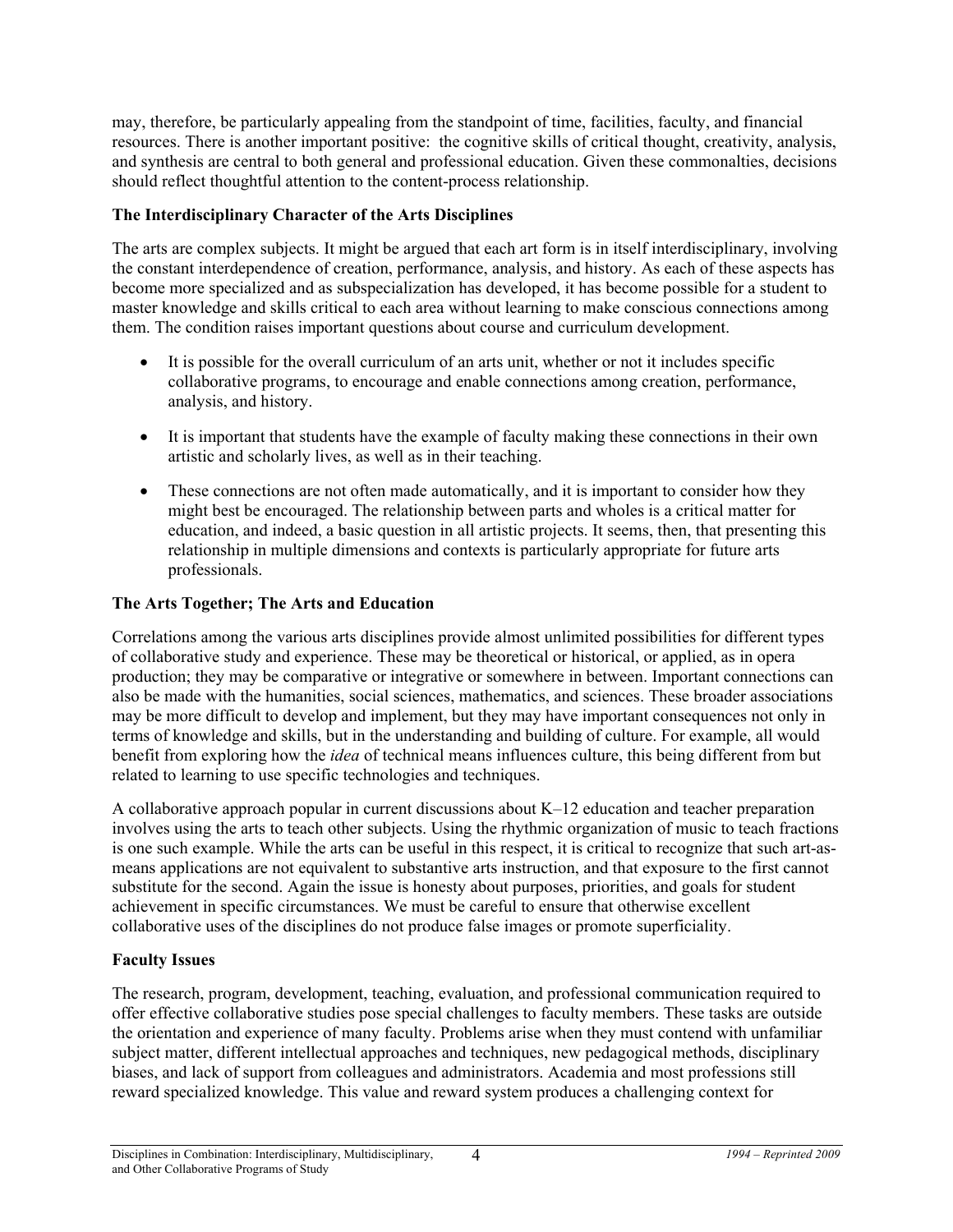may, therefore, be particularly appealing from the standpoint of time, facilities, faculty, and financial resources. There is another important positive: the cognitive skills of critical thought, creativity, analysis, and synthesis are central to both general and professional education. Given these commonalties, decisions should reflect thoughtful attention to the content-process relationship.

**The Interdisciplinary Character of the Arts Disciplines**

The arts are complex subjects. It might be argued that each art form is in itself interdisciplinary, involving the constant interdependence of creation, performance, analysis, and history. As each of these aspects has become more specialized and as subspecialization has developed, it has become possible for a student to master knowledge and skills critical to each area without learning to make conscious connections among them. The condition raises important questions about course and curriculum development.

- It is possible for the overall curriculum of an arts unit, whether or not it includes specific collaborative programs, to encourage and enable connections among creation, performance, analysis, and history.

- It is important that students have the example of faculty making these connections in their own artistic and scholarly lives, as well as in their teaching.

- These connections are not often made automatically, and it is important to consider how they might best be encouraged. The relationship between parts and wholes is a critical matter for education, and indeed, a basic question in all artistic projects. It seems, then, that presenting this relationship in multiple dimensions and contexts is particularly appropriate for future arts professionals.

**The Arts Together; The Arts and Education**

Correlations among the various arts disciplines provide almost unlimited possibilities for different types of collaborative study and experience. These may be theoretical or historical, or applied, as in opera production; they may be comparative or integrative or somewhere in between. Important connections can also be made with the humanities, social sciences, mathematics, and sciences. These broader associations may be more difficult to develop and implement, but they may have important consequences not only in terms of knowledge and skills, but in the understanding and building of culture. For example, all would benefit from exploring how the *idea* of technical means influences culture, this being different from but related to learning to use specific technologies and techniques.

A collaborative approach popular in current discussions about K–12 education and teacher preparation involves using the arts to teach other subjects. Using the rhythmic organization of music to teach fractions is one such example. While the arts can be useful in this respect, it is critical to recognize that such art-as-means applications are not equivalent to substantive arts instruction, and that exposure to the first cannot substitute for the second. Again the issue is honesty about purposes, priorities, and goals for student achievement in specific circumstances. We must be careful to ensure that otherwise excellent collaborative uses of the disciplines do not produce false images or promote superficiality.

**Faculty Issues**

The research, program, development, teaching, evaluation, and professional communication required to offer effective collaborative studies pose special challenges to faculty members. These tasks are outside the orientation and experience of many faculty. Problems arise when they must contend with unfamiliar subject matter, different intellectual approaches and techniques, new pedagogical methods, disciplinary biases, and lack of support from colleagues and administrators. Academia and most professions still reward specialized knowledge. This value and reward system produces a challenging context for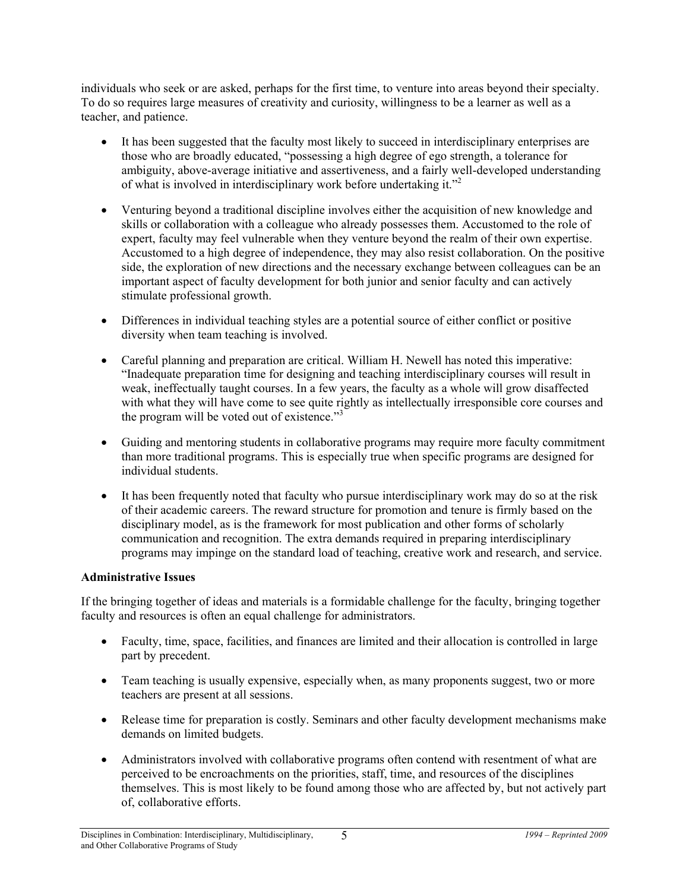individuals who seek or are asked, perhaps for the first time, to venture into areas beyond their specialty. To do so requires large measures of creativity and curiosity, willingness to be a learner as well as a teacher, and patience.

- It has been suggested that the faculty most likely to succeed in interdisciplinary enterprises are those who are broadly educated, "possessing a high degree of ego strength, a tolerance for ambiguity, above-average initiative and assertiveness, and a fairly well-developed understanding of what is involved in interdisciplinary work before undertaking it."[2]

- Venturing beyond a traditional discipline involves either the acquisition of new knowledge and skills or collaboration with a colleague who already possesses them. Accustomed to the role of expert, faculty may feel vulnerable when they venture beyond the realm of their own expertise. Accustomed to a high degree of independence, they may also resist collaboration. On the positive side, the exploration of new directions and the necessary exchange between colleagues can be an important aspect of faculty development for both junior and senior faculty and can actively stimulate professional growth.

- Differences in individual teaching styles are a potential source of either conflict or positive diversity when team teaching is involved.

- Careful planning and preparation are critical. William H. Newell has noted this imperative: "Inadequate preparation time for designing and teaching interdisciplinary courses will result in weak, ineffectually taught courses. In a few years, the faculty as a whole will grow disaffected with what they will have come to see quite rightly as intellectually irresponsible core courses and the program will be voted out of existence."[3]

- Guiding and mentoring students in collaborative programs may require more faculty commitment than more traditional programs. This is especially true when specific programs are designed for individual students.

- It has been frequently noted that faculty who pursue interdisciplinary work may do so at the risk of their academic careers. The reward structure for promotion and tenure is firmly based on the disciplinary model, as is the framework for most publication and other forms of scholarly communication and recognition. The extra demands required in preparing interdisciplinary programs may impinge on the standard load of teaching, creative work and research, and service.

**Administrative Issues**

If the bringing together of ideas and materials is a formidable challenge for the faculty, bringing together faculty and resources is often an equal challenge for administrators.

- Faculty, time, space, facilities, and finances are limited and their allocation is controlled in large part by precedent.

- Team teaching is usually expensive, especially when, as many proponents suggest, two or more teachers are present at all sessions.

- Release time for preparation is costly. Seminars and other faculty development mechanisms make demands on limited budgets.

- Administrators involved with collaborative programs often contend with resentment of what are perceived to be encroachments on the priorities, staff, time, and resources of the disciplines themselves. This is most likely to be found among those who are affected by, but not actively part of, collaborative efforts.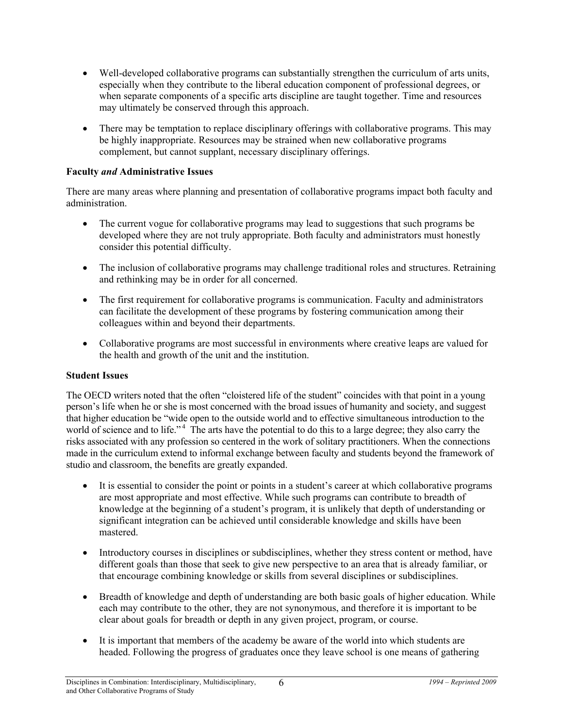- Well-developed collaborative programs can substantially strengthen the curriculum of arts units, especially when they contribute to the liberal education component of professional degrees, or when separate components of a specific arts discipline are taught together. Time and resources may ultimately be conserved through this approach.

- There may be temptation to replace disciplinary offerings with collaborative programs. This may be highly inappropriate. Resources may be strained when new collaborative programs complement, but cannot supplant, necessary disciplinary offerings.

**Faculty *and* Administrative Issues**

There are many areas where planning and presentation of collaborative programs impact both faculty and administration.

- The current vogue for collaborative programs may lead to suggestions that such programs be developed where they are not truly appropriate. Both faculty and administrators must honestly consider this potential difficulty.

- The inclusion of collaborative programs may challenge traditional roles and structures. Retraining and rethinking may be in order for all concerned.

- The first requirement for collaborative programs is communication. Faculty and administrators can facilitate the development of these programs by fostering communication among their colleagues within and beyond their departments.

- Collaborative programs are most successful in environments where creative leaps are valued for the health and growth of the unit and the institution.

**Student Issues**

The OECD writers noted that the often "cloistered life of the student" coincides with that point in a young person's life when he or she is most concerned with the broad issues of humanity and society, and suggest that higher education be "wide open to the outside world and to effective simultaneous introduction to the world of science and to life."[4] The arts have the potential to do this to a large degree; they also carry the risks associated with any profession so centered in the work of solitary practitioners. When the connections made in the curriculum extend to informal exchange between faculty and students beyond the framework of studio and classroom, the benefits are greatly expanded.

- It is essential to consider the point or points in a student's career at which collaborative programs are most appropriate and most effective. While such programs can contribute to breadth of knowledge at the beginning of a student's program, it is unlikely that depth of understanding or significant integration can be achieved until considerable knowledge and skills have been mastered.

- Introductory courses in disciplines or subdisciplines, whether they stress content or method, have different goals than those that seek to give new perspective to an area that is already familiar, or that encourage combining knowledge or skills from several disciplines or subdisciplines.

- Breadth of knowledge and depth of understanding are both basic goals of higher education. While each may contribute to the other, they are not synonymous, and therefore it is important to be clear about goals for breadth or depth in any given project, program, or course.

- It is important that members of the academy be aware of the world into which students are headed. Following the progress of graduates once they leave school is one means of gathering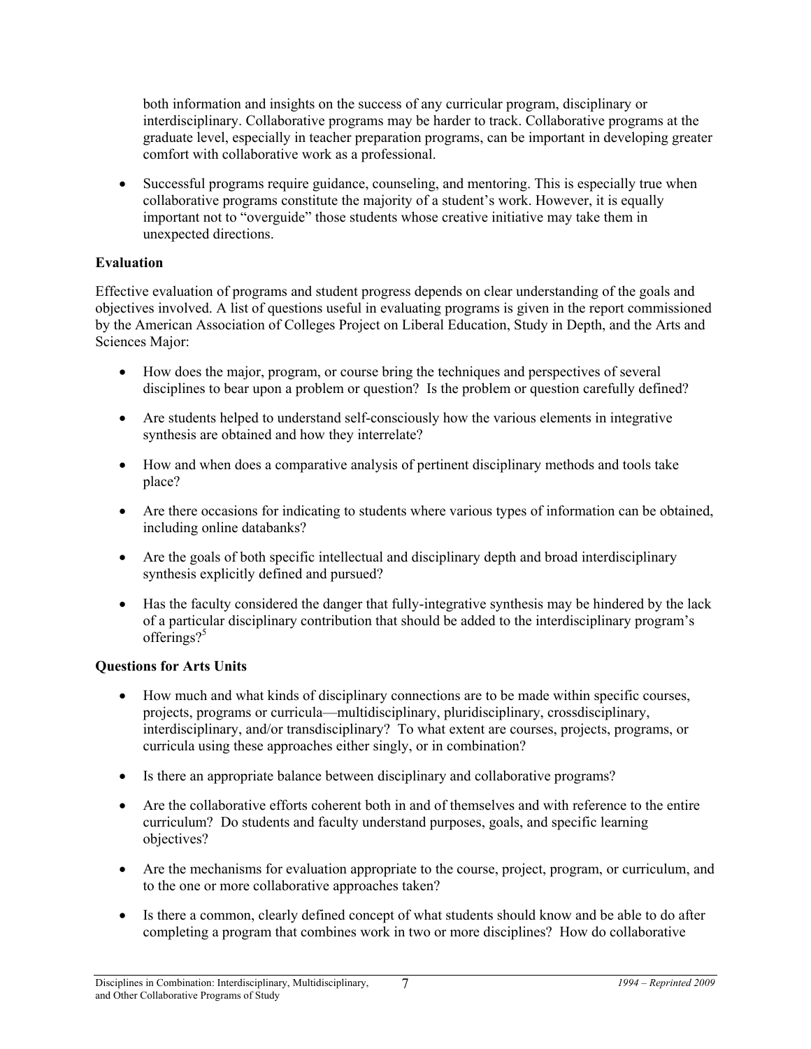both information and insights on the success of any curricular program, disciplinary or interdisciplinary. Collaborative programs may be harder to track. Collaborative programs at the graduate level, especially in teacher preparation programs, can be important in developing greater comfort with collaborative work as a professional.

- Successful programs require guidance, counseling, and mentoring. This is especially true when collaborative programs constitute the majority of a student's work. However, it is equally important not to "overguide" those students whose creative initiative may take them in unexpected directions.

**Evaluation**

Effective evaluation of programs and student progress depends on clear understanding of the goals and objectives involved. A list of questions useful in evaluating programs is given in the report commissioned by the American Association of Colleges Project on Liberal Education, Study in Depth, and the Arts and Sciences Major:

- How does the major, program, or course bring the techniques and perspectives of several disciplines to bear upon a problem or question? Is the problem or question carefully defined?

- Are students helped to understand self-consciously how the various elements in integrative synthesis are obtained and how they interrelate?

- How and when does a comparative analysis of pertinent disciplinary methods and tools take place?

- Are there occasions for indicating to students where various types of information can be obtained, including online databanks?

- Are the goals of both specific intellectual and disciplinary depth and broad interdisciplinary synthesis explicitly defined and pursued?

- Has the faculty considered the danger that fully-integrative synthesis may be hindered by the lack of a particular disciplinary contribution that should be added to the interdisciplinary program's offerings?[5]

**Questions for Arts Units**

- How much and what kinds of disciplinary connections are to be made within specific courses, projects, programs or curricula—multidisciplinary, pluridisciplinary, crossdisciplinary, interdisciplinary, and/or transdisciplinary? To what extent are courses, projects, programs, or curricula using these approaches either singly, or in combination?

- Is there an appropriate balance between disciplinary and collaborative programs?

- Are the collaborative efforts coherent both in and of themselves and with reference to the entire curriculum? Do students and faculty understand purposes, goals, and specific learning objectives?

- Are the mechanisms for evaluation appropriate to the course, project, program, or curriculum, and to the one or more collaborative approaches taken?

- Is there a common, clearly defined concept of what students should know and be able to do after completing a program that combines work in two or more disciplines? How do collaborative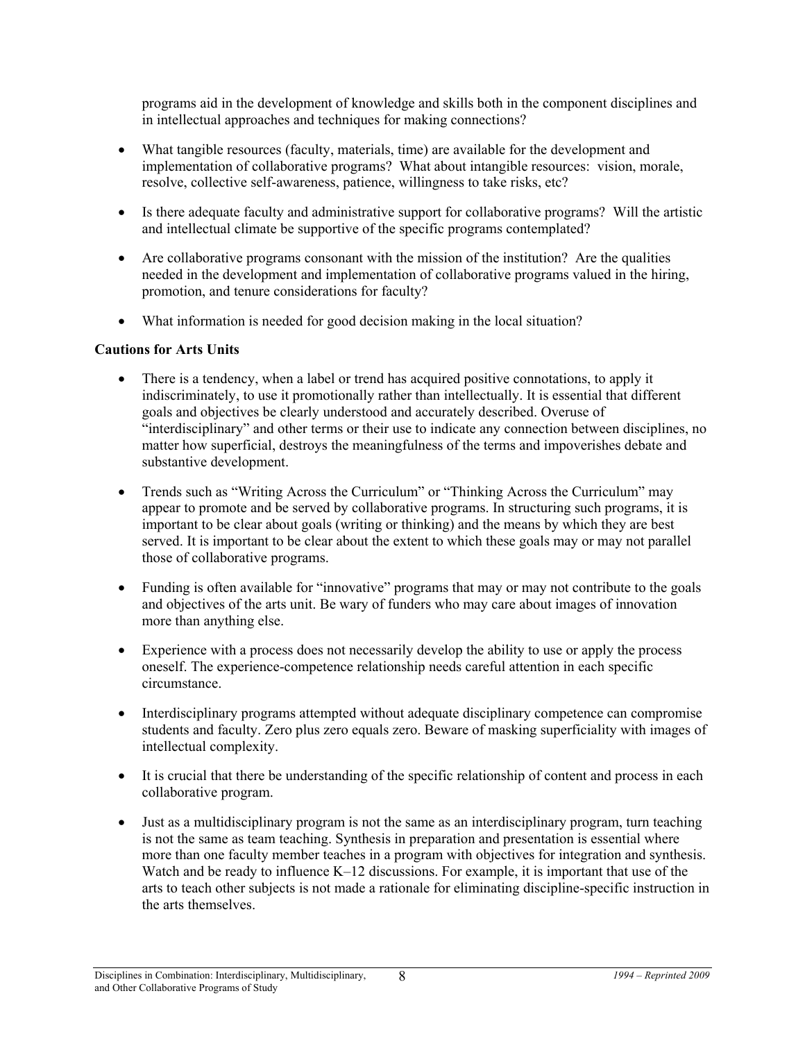programs aid in the development of knowledge and skills both in the component disciplines and in intellectual approaches and techniques for making connections?

- What tangible resources (faculty, materials, time) are available for the development and implementation of collaborative programs? What about intangible resources: vision, morale, resolve, collective self-awareness, patience, willingness to take risks, etc?
- Is there adequate faculty and administrative support for collaborative programs? Will the artistic and intellectual climate be supportive of the specific programs contemplated?
- Are collaborative programs consonant with the mission of the institution? Are the qualities needed in the development and implementation of collaborative programs valued in the hiring, promotion, and tenure considerations for faculty?
- What information is needed for good decision making in the local situation?

**Cautions for Arts Units**

- There is a tendency, when a label or trend has acquired positive connotations, to apply it indiscriminately, to use it promotionally rather than intellectually. It is essential that different goals and objectives be clearly understood and accurately described. Overuse of "interdisciplinary" and other terms or their use to indicate any connection between disciplines, no matter how superficial, destroys the meaningfulness of the terms and impoverishes debate and substantive development.
- Trends such as "Writing Across the Curriculum" or "Thinking Across the Curriculum" may appear to promote and be served by collaborative programs. In structuring such programs, it is important to be clear about goals (writing or thinking) and the means by which they are best served. It is important to be clear about the extent to which these goals may or may not parallel those of collaborative programs.
- Funding is often available for "innovative" programs that may or may not contribute to the goals and objectives of the arts unit. Be wary of funders who may care about images of innovation more than anything else.
- Experience with a process does not necessarily develop the ability to use or apply the process oneself. The experience-competence relationship needs careful attention in each specific circumstance.
- Interdisciplinary programs attempted without adequate disciplinary competence can compromise students and faculty. Zero plus zero equals zero. Beware of masking superficiality with images of intellectual complexity.
- It is crucial that there be understanding of the specific relationship of content and process in each collaborative program.
- Just as a multidisciplinary program is not the same as an interdisciplinary program, turn teaching is not the same as team teaching. Synthesis in preparation and presentation is essential where more than one faculty member teaches in a program with objectives for integration and synthesis. Watch and be ready to influence K–12 discussions. For example, it is important that use of the arts to teach other subjects is not made a rationale for eliminating discipline-specific instruction in the arts themselves.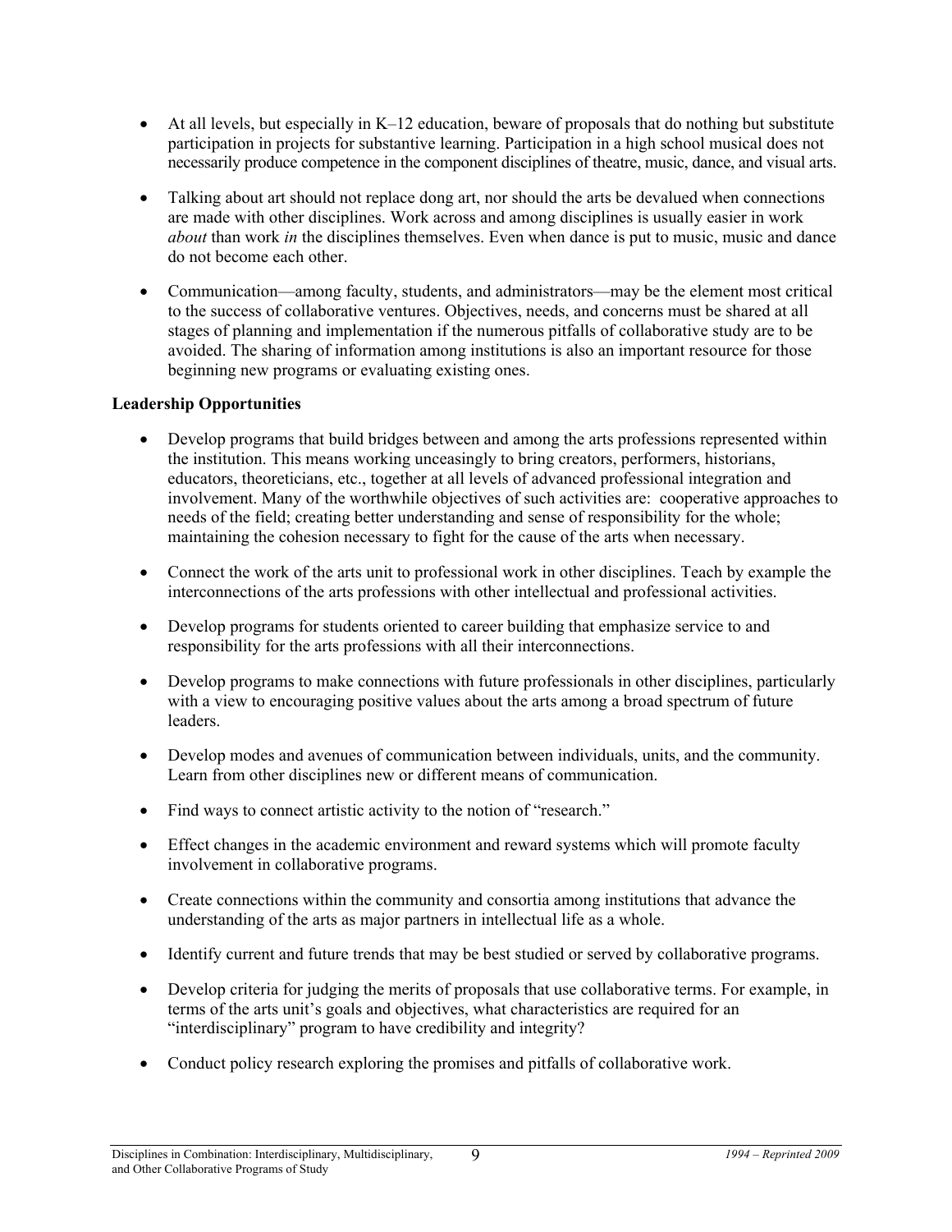- At all levels, but especially in K–12 education, beware of proposals that do nothing but substitute participation in projects for substantive learning. Participation in a high school musical does not necessarily produce competence in the component disciplines of theatre, music, dance, and visual arts.

- Talking about art should not replace dong art, nor should the arts be devalued when connections are made with other disciplines. Work across and among disciplines is usually easier in work *about* than work *in* the disciplines themselves. Even when dance is put to music, music and dance do not become each other.

- Communication—among faculty, students, and administrators—may be the element most critical to the success of collaborative ventures. Objectives, needs, and concerns must be shared at all stages of planning and implementation if the numerous pitfalls of collaborative study are to be avoided. The sharing of information among institutions is also an important resource for those beginning new programs or evaluating existing ones.

**Leadership Opportunities**

- Develop programs that build bridges between and among the arts professions represented within the institution. This means working unceasingly to bring creators, performers, historians, educators, theoreticians, etc., together at all levels of advanced professional integration and involvement. Many of the worthwhile objectives of such activities are: cooperative approaches to needs of the field; creating better understanding and sense of responsibility for the whole; maintaining the cohesion necessary to fight for the cause of the arts when necessary.

- Connect the work of the arts unit to professional work in other disciplines. Teach by example the interconnections of the arts professions with other intellectual and professional activities.

- Develop programs for students oriented to career building that emphasize service to and responsibility for the arts professions with all their interconnections.

- Develop programs to make connections with future professionals in other disciplines, particularly with a view to encouraging positive values about the arts among a broad spectrum of future leaders.

- Develop modes and avenues of communication between individuals, units, and the community. Learn from other disciplines new or different means of communication.

- Find ways to connect artistic activity to the notion of "research."

- Effect changes in the academic environment and reward systems which will promote faculty involvement in collaborative programs.

- Create connections within the community and consortia among institutions that advance the understanding of the arts as major partners in intellectual life as a whole.

- Identify current and future trends that may be best studied or served by collaborative programs.

- Develop criteria for judging the merits of proposals that use collaborative terms. For example, in terms of the arts unit's goals and objectives, what characteristics are required for an "interdisciplinary" program to have credibility and integrity?

- Conduct policy research exploring the promises and pitfalls of collaborative work.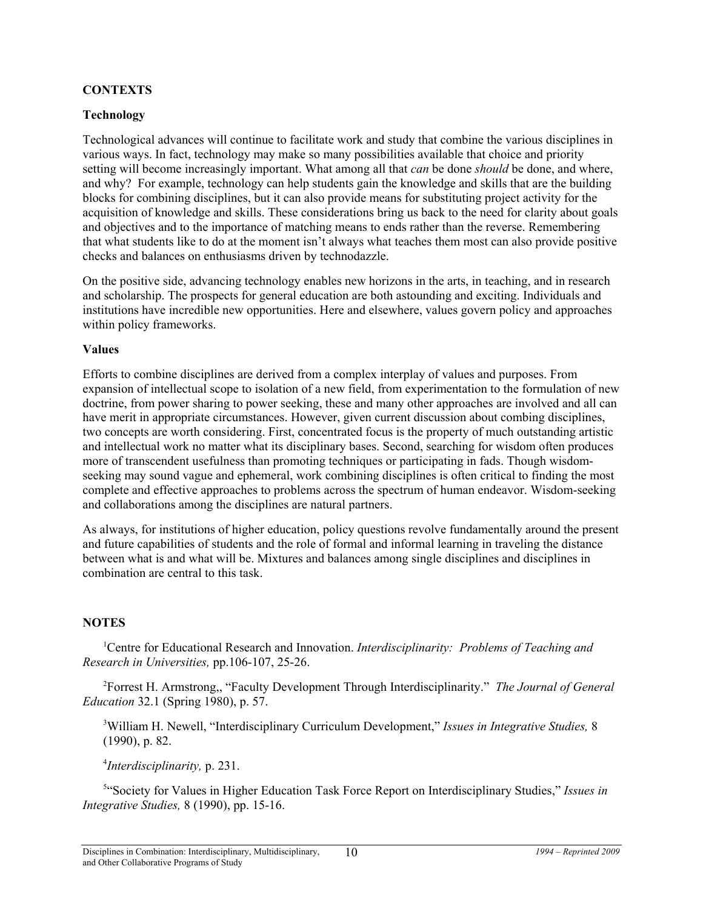## CONTEXTS

### Technology

Technological advances will continue to facilitate work and study that combine the various disciplines in various ways. In fact, technology may make so many possibilities available that choice and priority setting will become increasingly important. What among all that *can* be done *should* be done, and where, and why? For example, technology can help students gain the knowledge and skills that are the building blocks for combining disciplines, but it can also provide means for substituting project activity for the acquisition of knowledge and skills. These considerations bring us back to the need for clarity about goals and objectives and to the importance of matching means to ends rather than the reverse. Remembering that what students like to do at the moment isn't always what teaches them most can also provide positive checks and balances on enthusiasms driven by technodazzle.

On the positive side, advancing technology enables new horizons in the arts, in teaching, and in research and scholarship. The prospects for general education are both astounding and exciting. Individuals and institutions have incredible new opportunities. Here and elsewhere, values govern policy and approaches within policy frameworks.

### Values

Efforts to combine disciplines are derived from a complex interplay of values and purposes. From expansion of intellectual scope to isolation of a new field, from experimentation to the formulation of new doctrine, from power sharing to power seeking, these and many other approaches are involved and all can have merit in appropriate circumstances. However, given current discussion about combing disciplines, two concepts are worth considering. First, concentrated focus is the property of much outstanding artistic and intellectual work no matter what its disciplinary bases. Second, searching for wisdom often produces more of transcendent usefulness than promoting techniques or participating in fads. Though wisdom-seeking may sound vague and ephemeral, work combining disciplines is often critical to finding the most complete and effective approaches to problems across the spectrum of human endeavor. Wisdom-seeking and collaborations among the disciplines are natural partners.

As always, for institutions of higher education, policy questions revolve fundamentally around the present and future capabilities of students and the role of formal and informal learning in traveling the distance between what is and what will be. Mixtures and balances among single disciplines and disciplines in combination are central to this task.

## NOTES

[1]Centre for Educational Research and Innovation. *Interdisciplinarity: Problems of Teaching and Research in Universities,* pp.106-107, 25-26.

[2]Forrest H. Armstrong,, "Faculty Development Through Interdisciplinarity." *The Journal of General Education* 32.1 (Spring 1980), p. 57.

[3]William H. Newell, "Interdisciplinary Curriculum Development," *Issues in Integrative Studies,* 8 (1990), p. 82.

[4]*Interdisciplinarity,* p. 231.

[5]"Society for Values in Higher Education Task Force Report on Interdisciplinary Studies," *Issues in Integrative Studies,* 8 (1990), pp. 15-16.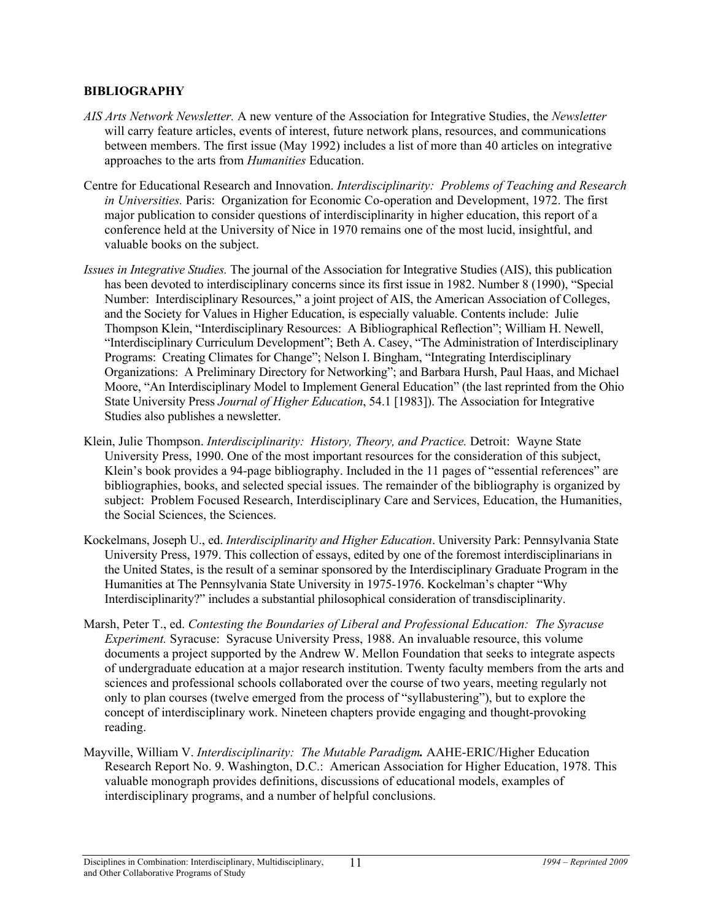## BIBLIOGRAPHY

*AIS Arts Network Newsletter.* A new venture of the Association for Integrative Studies, the *Newsletter* will carry feature articles, events of interest, future network plans, resources, and communications between members. The first issue (May 1992) includes a list of more than 40 articles on integrative approaches to the arts from *Humanities* Education.

Centre for Educational Research and Innovation. *Interdisciplinarity: Problems of Teaching and Research in Universities.* Paris: Organization for Economic Co-operation and Development, 1972. The first major publication to consider questions of interdisciplinarity in higher education, this report of a conference held at the University of Nice in 1970 remains one of the most lucid, insightful, and valuable books on the subject.

*Issues in Integrative Studies.* The journal of the Association for Integrative Studies (AIS), this publication has been devoted to interdisciplinary concerns since its first issue in 1982. Number 8 (1990), "Special Number: Interdisciplinary Resources," a joint project of AIS, the American Association of Colleges, and the Society for Values in Higher Education, is especially valuable. Contents include: Julie Thompson Klein, "Interdisciplinary Resources: A Bibliographical Reflection"; William H. Newell, "Interdisciplinary Curriculum Development"; Beth A. Casey, "The Administration of Interdisciplinary Programs: Creating Climates for Change"; Nelson I. Bingham, "Integrating Interdisciplinary Organizations: A Preliminary Directory for Networking"; and Barbara Hursh, Paul Haas, and Michael Moore, "An Interdisciplinary Model to Implement General Education" (the last reprinted from the Ohio State University Press *Journal of Higher Education*, 54.1 [1983]). The Association for Integrative Studies also publishes a newsletter.

Klein, Julie Thompson. *Interdisciplinarity: History, Theory, and Practice.* Detroit: Wayne State University Press, 1990. One of the most important resources for the consideration of this subject, Klein's book provides a 94-page bibliography. Included in the 11 pages of "essential references" are bibliographies, books, and selected special issues. The remainder of the bibliography is organized by subject: Problem Focused Research, Interdisciplinary Care and Services, Education, the Humanities, the Social Sciences, the Sciences.

Kockelmans, Joseph U., ed. *Interdisciplinarity and Higher Education*. University Park: Pennsylvania State University Press, 1979. This collection of essays, edited by one of the foremost interdisciplinarians in the United States, is the result of a seminar sponsored by the Interdisciplinary Graduate Program in the Humanities at The Pennsylvania State University in 1975-1976. Kockelman's chapter "Why Interdisciplinarity?" includes a substantial philosophical consideration of transdisciplinarity.

Marsh, Peter T., ed. *Contesting the Boundaries of Liberal and Professional Education: The Syracuse Experiment.* Syracuse: Syracuse University Press, 1988. An invaluable resource, this volume documents a project supported by the Andrew W. Mellon Foundation that seeks to integrate aspects of undergraduate education at a major research institution. Twenty faculty members from the arts and sciences and professional schools collaborated over the course of two years, meeting regularly not only to plan courses (twelve emerged from the process of "syllabustering"), but to explore the concept of interdisciplinary work. Nineteen chapters provide engaging and thought-provoking reading.

Mayville, William V. *Interdisciplinarity: The Mutable Paradigm.* AAHE-ERIC/Higher Education Research Report No. 9. Washington, D.C.: American Association for Higher Education, 1978. This valuable monograph provides definitions, discussions of educational models, examples of interdisciplinary programs, and a number of helpful conclusions.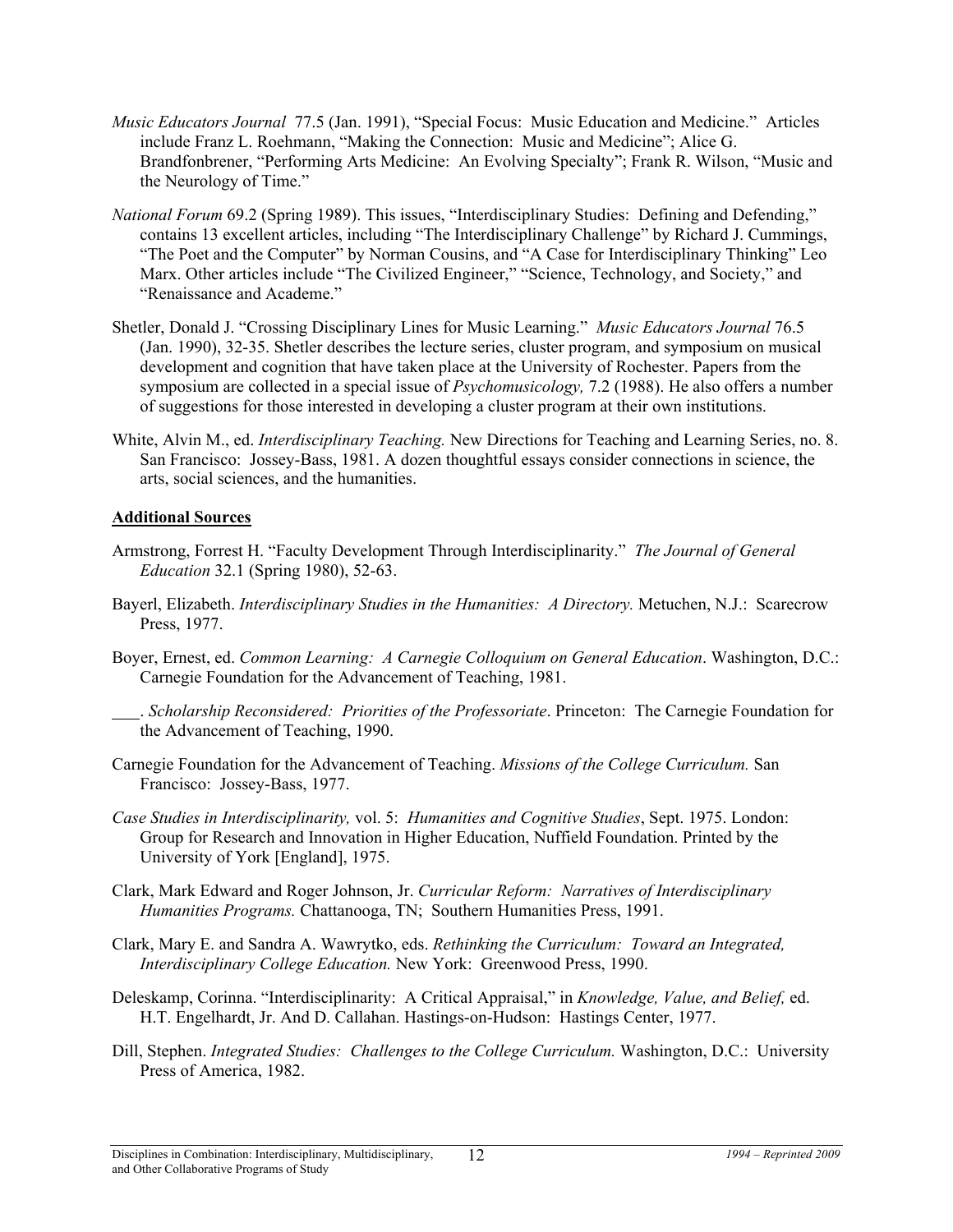*Music Educators Journal* 77.5 (Jan. 1991), "Special Focus: Music Education and Medicine." Articles include Franz L. Roehmann, "Making the Connection: Music and Medicine"; Alice G. Brandfonbrener, "Performing Arts Medicine: An Evolving Specialty"; Frank R. Wilson, "Music and the Neurology of Time."

*National Forum* 69.2 (Spring 1989). This issues, "Interdisciplinary Studies: Defining and Defending," contains 13 excellent articles, including "The Interdisciplinary Challenge" by Richard J. Cummings, "The Poet and the Computer" by Norman Cousins, and "A Case for Interdisciplinary Thinking" Leo Marx. Other articles include "The Civilized Engineer," "Science, Technology, and Society," and "Renaissance and Academe."

Shetler, Donald J. "Crossing Disciplinary Lines for Music Learning." *Music Educators Journal* 76.5 (Jan. 1990), 32-35. Shetler describes the lecture series, cluster program, and symposium on musical development and cognition that have taken place at the University of Rochester. Papers from the symposium are collected in a special issue of *Psychomusicology,* 7.2 (1988). He also offers a number of suggestions for those interested in developing a cluster program at their own institutions.

White, Alvin M., ed. *Interdisciplinary Teaching.* New Directions for Teaching and Learning Series, no. 8. San Francisco: Jossey-Bass, 1981. A dozen thoughtful essays consider connections in science, the arts, social sciences, and the humanities.

**Additional Sources**

Armstrong, Forrest H. "Faculty Development Through Interdisciplinarity." *The Journal of General Education* 32.1 (Spring 1980), 52-63.

Bayerl, Elizabeth. *Interdisciplinary Studies in the Humanities: A Directory.* Metuchen, N.J.: Scarecrow Press, 1977.

Boyer, Ernest, ed. *Common Learning: A Carnegie Colloquium on General Education*. Washington, D.C.: Carnegie Foundation for the Advancement of Teaching, 1981.

___. *Scholarship Reconsidered: Priorities of the Professoriate*. Princeton: The Carnegie Foundation for the Advancement of Teaching, 1990.

Carnegie Foundation for the Advancement of Teaching. *Missions of the College Curriculum.* San Francisco: Jossey-Bass, 1977.

*Case Studies in Interdisciplinarity,* vol. 5: *Humanities and Cognitive Studies*, Sept. 1975. London: Group for Research and Innovation in Higher Education, Nuffield Foundation. Printed by the University of York [England], 1975.

Clark, Mark Edward and Roger Johnson, Jr. *Curricular Reform: Narratives of Interdisciplinary Humanities Programs.* Chattanooga, TN; Southern Humanities Press, 1991.

Clark, Mary E. and Sandra A. Wawrytko, eds. *Rethinking the Curriculum: Toward an Integrated, Interdisciplinary College Education.* New York: Greenwood Press, 1990.

Deleskamp, Corinna. "Interdisciplinarity: A Critical Appraisal," in *Knowledge, Value, and Belief,* ed. H.T. Engelhardt, Jr. And D. Callahan. Hastings-on-Hudson: Hastings Center, 1977.

Dill, Stephen. *Integrated Studies: Challenges to the College Curriculum.* Washington, D.C.: University Press of America, 1982.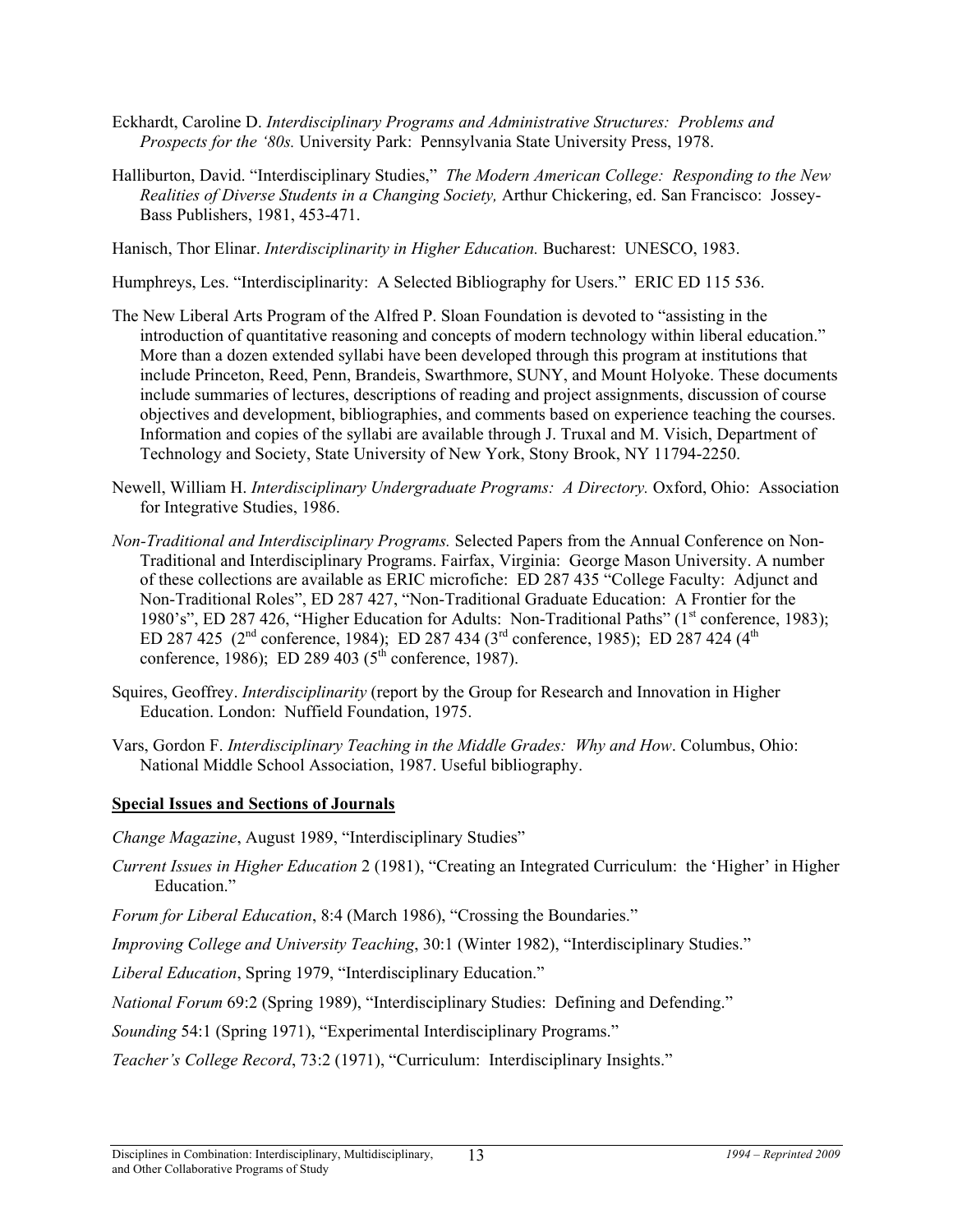Eckhardt, Caroline D. *Interdisciplinary Programs and Administrative Structures: Problems and Prospects for the '80s.* University Park: Pennsylvania State University Press, 1978.

Halliburton, David. "Interdisciplinary Studies," *The Modern American College: Responding to the New Realities of Diverse Students in a Changing Society,* Arthur Chickering, ed. San Francisco: Jossey-Bass Publishers, 1981, 453-471.

Hanisch, Thor Elinar. *Interdisciplinarity in Higher Education.* Bucharest: UNESCO, 1983.

Humphreys, Les. "Interdisciplinarity: A Selected Bibliography for Users." ERIC ED 115 536.

The New Liberal Arts Program of the Alfred P. Sloan Foundation is devoted to "assisting in the introduction of quantitative reasoning and concepts of modern technology within liberal education." More than a dozen extended syllabi have been developed through this program at institutions that include Princeton, Reed, Penn, Brandeis, Swarthmore, SUNY, and Mount Holyoke. These documents include summaries of lectures, descriptions of reading and project assignments, discussion of course objectives and development, bibliographies, and comments based on experience teaching the courses. Information and copies of the syllabi are available through J. Truxal and M. Visich, Department of Technology and Society, State University of New York, Stony Brook, NY 11794-2250.

Newell, William H. *Interdisciplinary Undergraduate Programs: A Directory.* Oxford, Ohio: Association for Integrative Studies, 1986.

*Non-Traditional and Interdisciplinary Programs.* Selected Papers from the Annual Conference on Non-Traditional and Interdisciplinary Programs. Fairfax, Virginia: George Mason University. A number of these collections are available as ERIC microfiche: ED 287 435 "College Faculty: Adjunct and Non-Traditional Roles", ED 287 427, "Non-Traditional Graduate Education: A Frontier for the 1980's", ED 287 426, "Higher Education for Adults: Non-Traditional Paths" (1st conference, 1983); ED 287 425 (2nd conference, 1984); ED 287 434 (3rd conference, 1985); ED 287 424 (4th conference, 1986); ED 289 403 (5th conference, 1987).

Squires, Geoffrey. *Interdisciplinarity* (report by the Group for Research and Innovation in Higher Education. London: Nuffield Foundation, 1975.

Vars, Gordon F. *Interdisciplinary Teaching in the Middle Grades: Why and How*. Columbus, Ohio: National Middle School Association, 1987. Useful bibliography.

## Special Issues and Sections of Journals

*Change Magazine*, August 1989, "Interdisciplinary Studies"

*Current Issues in Higher Education* 2 (1981), "Creating an Integrated Curriculum: the 'Higher' in Higher Education."

*Forum for Liberal Education*, 8:4 (March 1986), "Crossing the Boundaries."

*Improving College and University Teaching*, 30:1 (Winter 1982), "Interdisciplinary Studies."

*Liberal Education*, Spring 1979, "Interdisciplinary Education."

*National Forum* 69:2 (Spring 1989), "Interdisciplinary Studies: Defining and Defending."

*Sounding* 54:1 (Spring 1971), "Experimental Interdisciplinary Programs."

*Teacher's College Record*, 73:2 (1971), "Curriculum: Interdisciplinary Insights."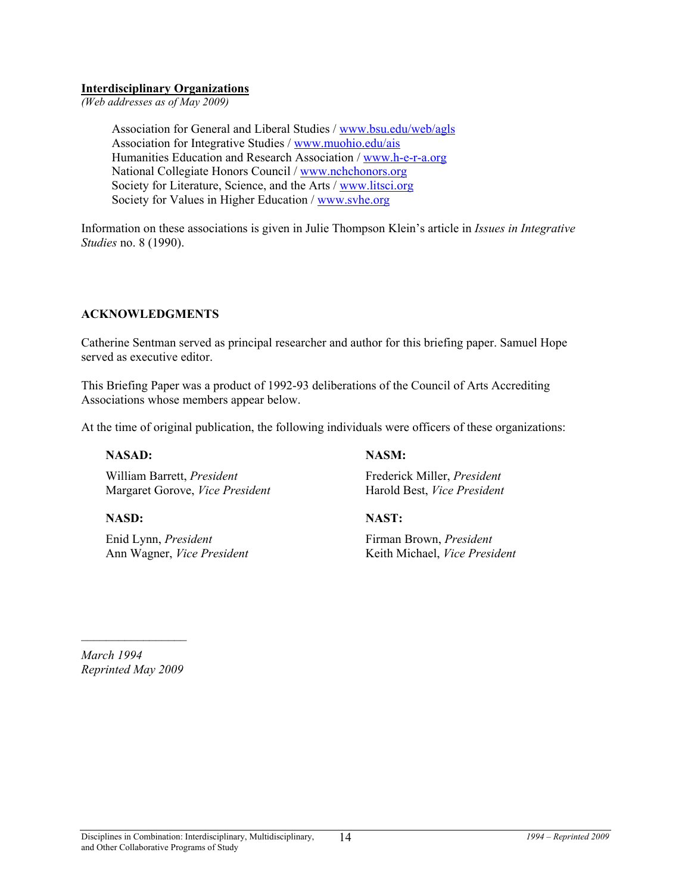**Interdisciplinary Organizations**
*(Web addresses as of May 2009)*

Association for General and Liberal Studies / www.bsu.edu/web/agls
Association for Integrative Studies / www.muohio.edu/ais
Humanities Education and Research Association / www.h-e-r-a.org
National Collegiate Honors Council / www.nchchonors.org
Society for Literature, Science, and the Arts / www.litsci.org
Society for Values in Higher Education / www.svhe.org

Information on these associations is given in Julie Thompson Klein's article in *Issues in Integrative Studies* no. 8 (1990).

## ACKNOWLEDGMENTS

Catherine Sentman served as principal researcher and author for this briefing paper. Samuel Hope served as executive editor.

This Briefing Paper was a product of 1992-93 deliberations of the Council of Arts Accrediting Associations whose members appear below.

At the time of original publication, the following individuals were officers of these organizations:

**NASAD:**

William Barrett, *President*
Margaret Gorove, *Vice President*

**NASD:**

Enid Lynn, *President*
Ann Wagner, *Vice President*

**NASM:**

Frederick Miller, *President*
Harold Best, *Vice President*

**NAST:**

Firman Brown, *President*
Keith Michael, *Vice President*

*March 1994*
*Reprinted May 2009*